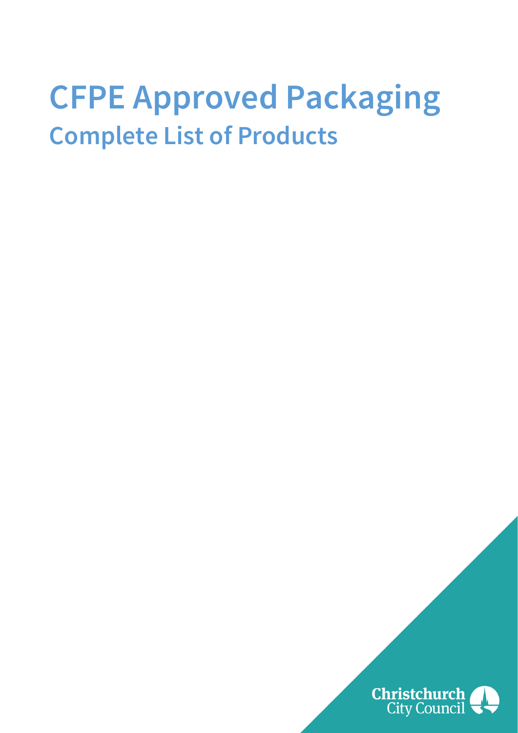# CFPE Approved Packaging

## Complete List of Products

Christchurch City Council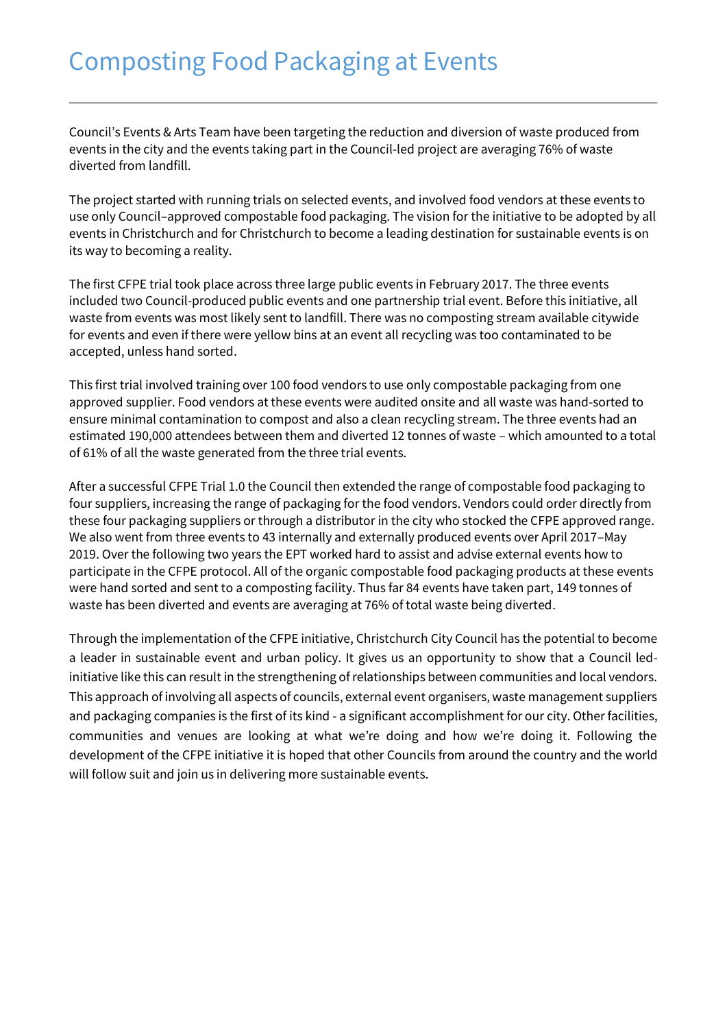# Composting Food Packaging at Events

Council's Events & Arts Team have been targeting the reduction and diversion of waste produced from events in the city and the events taking part in the Council-led project are averaging 76% of waste diverted from landfill.

The project started with running trials on selected events, and involved food vendors at these events to use only Council–approved compostable food packaging. The vision for the initiative to be adopted by all events in Christchurch and for Christchurch to become a leading destination for sustainable events is on its way to becoming a reality.

The first CFPE trial took place across three large public events in February 2017. The three events included two Council-produced public events and one partnership trial event. Before this initiative, all waste from events was most likely sent to landfill. There was no composting stream available citywide for events and even if there were yellow bins at an event all recycling was too contaminated to be accepted, unless hand sorted.

This first trial involved training over 100 food vendors to use only compostable packaging from one approved supplier. Food vendors at these events were audited onsite and all waste was hand-sorted to ensure minimal contamination to compost and also a clean recycling stream. The three events had an estimated 190,000 attendees between them and diverted 12 tonnes of waste – which amounted to a total of 61% of all the waste generated from the three trial events.

After a successful CFPE Trial 1.0 the Council then extended the range of compostable food packaging to four suppliers, increasing the range of packaging for the food vendors. Vendors could order directly from these four packaging suppliers or through a distributor in the city who stocked the CFPE approved range. We also went from three events to 43 internally and externally produced events over April 2017–May 2019. Over the following two years the EPT worked hard to assist and advise external events how to participate in the CFPE protocol. All of the organic compostable food packaging products at these events were hand sorted and sent to a composting facility. Thus far 84 events have taken part, 149 tonnes of waste has been diverted and events are averaging at 76% of total waste being diverted.

Through the implementation of the CFPE initiative, Christchurch City Council has the potential to become a leader in sustainable event and urban policy. It gives us an opportunity to show that a Council led-initiative like this can result in the strengthening of relationships between communities and local vendors. This approach of involving all aspects of councils, external event organisers, waste management suppliers and packaging companies is the first of its kind - a significant accomplishment for our city. Other facilities, communities and venues are looking at what we're doing and how we're doing it. Following the development of the CFPE initiative it is hoped that other Councils from around the country and the world will follow suit and join us in delivering more sustainable events.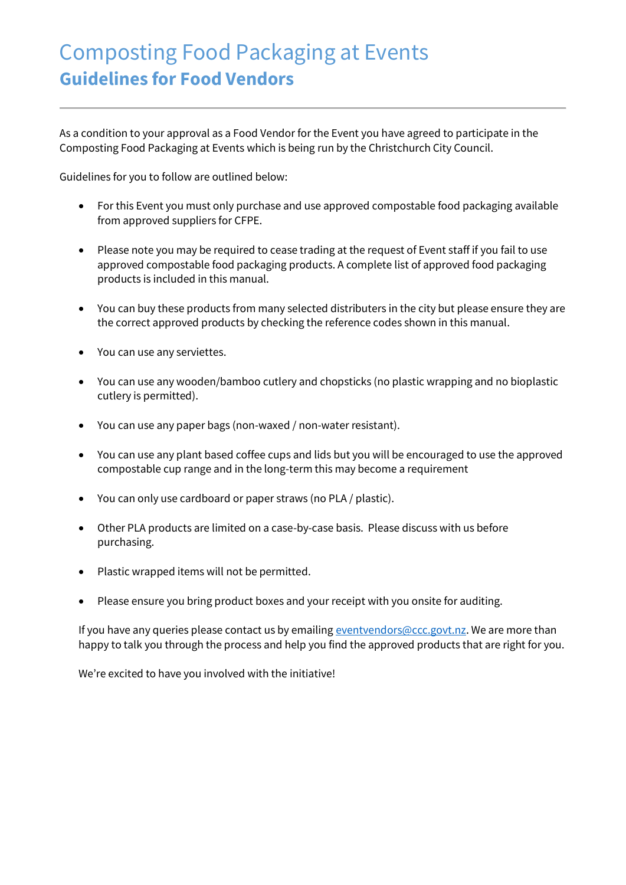# Composting Food Packaging at Events

## Guidelines for Food Vendors

As a condition to your approval as a Food Vendor for the Event you have agreed to participate in the Composting Food Packaging at Events which is being run by the Christchurch City Council.

Guidelines for you to follow are outlined below:

- For this Event you must only purchase and use approved compostable food packaging available from approved suppliers for CFPE.
- Please note you may be required to cease trading at the request of Event staff if you fail to use approved compostable food packaging products. A complete list of approved food packaging products is included in this manual.
- You can buy these products from many selected distributers in the city but please ensure they are the correct approved products by checking the reference codes shown in this manual.
- You can use any serviettes.
- You can use any wooden/bamboo cutlery and chopsticks (no plastic wrapping and no bioplastic cutlery is permitted).
- You can use any paper bags (non-waxed / non-water resistant).
- You can use any plant based coffee cups and lids but you will be encouraged to use the approved compostable cup range and in the long-term this may become a requirement
- You can only use cardboard or paper straws (no PLA / plastic).
- Other PLA products are limited on a case-by-case basis. Please discuss with us before purchasing.
- Plastic wrapped items will not be permitted.
- Please ensure you bring product boxes and your receipt with you onsite for auditing.

If you have any queries please contact us by emailing eventvendors@ccc.govt.nz. We are more than happy to talk you through the process and help you find the approved products that are right for you.

We're excited to have you involved with the initiative!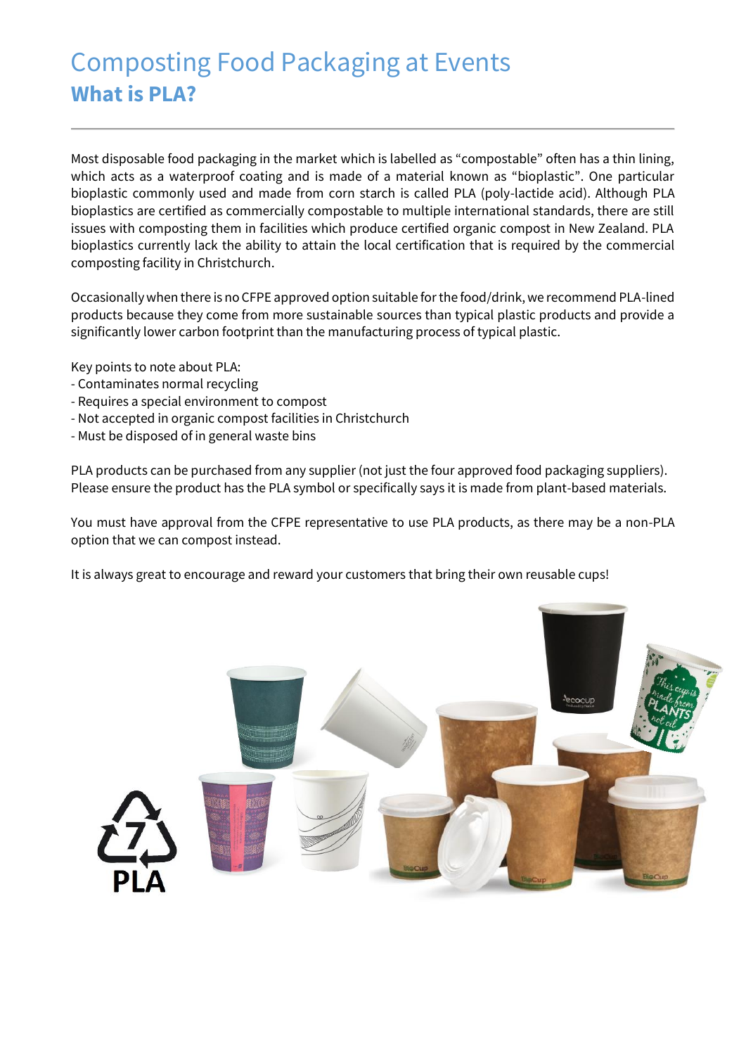# Composting Food Packaging at Events

## What is PLA?

Most disposable food packaging in the market which is labelled as "compostable" often has a thin lining, which acts as a waterproof coating and is made of a material known as "bioplastic". One particular bioplastic commonly used and made from corn starch is called PLA (poly-lactide acid). Although PLA bioplastics are certified as commercially compostable to multiple international standards, there are still issues with composting them in facilities which produce certified organic compost in New Zealand. PLA bioplastics currently lack the ability to attain the local certification that is required by the commercial composting facility in Christchurch.

Occasionally when there is no CFPE approved option suitable for the food/drink, we recommend PLA-lined products because they come from more sustainable sources than typical plastic products and provide a significantly lower carbon footprint than the manufacturing process of typical plastic.

Key points to note about PLA:
- Contaminates normal recycling
- Requires a special environment to compost
- Not accepted in organic compost facilities in Christchurch
- Must be disposed of in general waste bins

PLA products can be purchased from any supplier (not just the four approved food packaging suppliers). Please ensure the product has the PLA symbol or specifically says it is made from plant-based materials.

You must have approval from the CFPE representative to use PLA products, as there may be a non-PLA option that we can compost instead.

It is always great to encourage and reward your customers that bring their own reusable cups!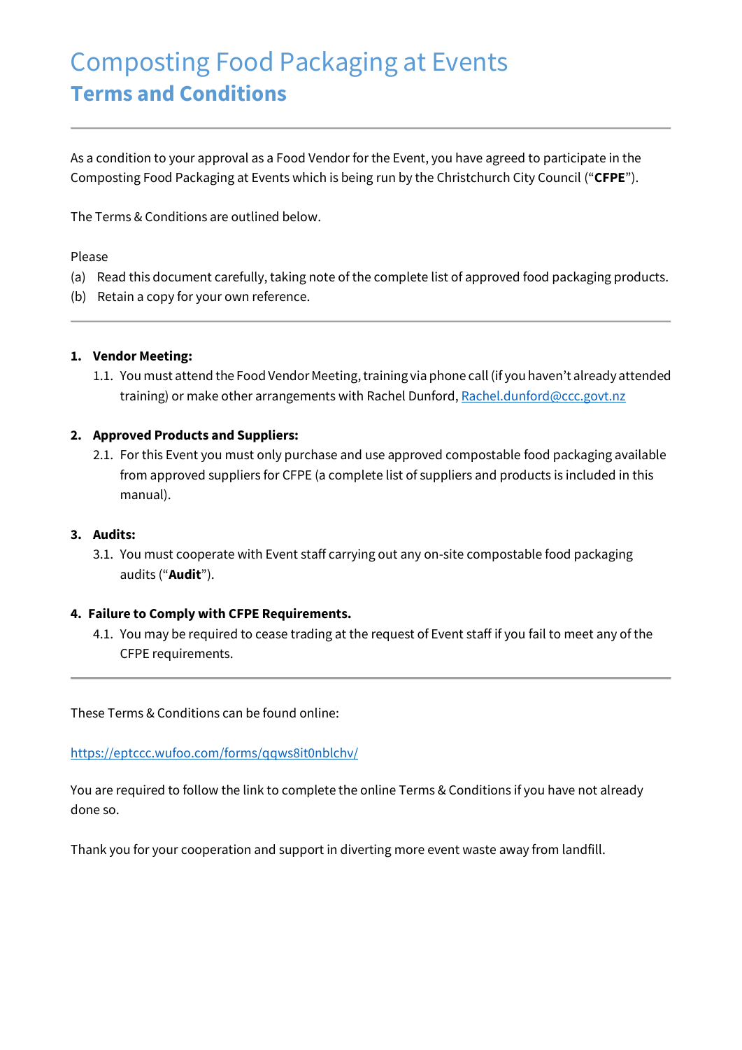# Composting Food Packaging at Events

## Terms and Conditions

---

As a condition to your approval as a Food Vendor for the Event, you have agreed to participate in the Composting Food Packaging at Events which is being run by the Christchurch City Council ("**CFPE**").

The Terms & Conditions are outlined below.

Please

(a) Read this document carefully, taking note of the complete list of approved food packaging products.

(b) Retain a copy for your own reference.

---

1. **Vendor Meeting:**
   1.1. You must attend the Food Vendor Meeting, training via phone call (if you haven't already attended training) or make other arrangements with Rachel Dunford, Rachel.dunford@ccc.govt.nz

2. **Approved Products and Suppliers:**
   2.1. For this Event you must only purchase and use approved compostable food packaging available from approved suppliers for CFPE (a complete list of suppliers and products is included in this manual).

3. **Audits:**
   3.1. You must cooperate with Event staff carrying out any on-site compostable food packaging audits ("**Audit**").

4. **Failure to Comply with CFPE Requirements.**
   4.1. You may be required to cease trading at the request of Event staff if you fail to meet any of the CFPE requirements.

---

These Terms & Conditions can be found online:

https://eptccc.wufoo.com/forms/qqws8it0nblchv/

You are required to follow the link to complete the online Terms & Conditions if you have not already done so.

Thank you for your cooperation and support in diverting more event waste away from landfill.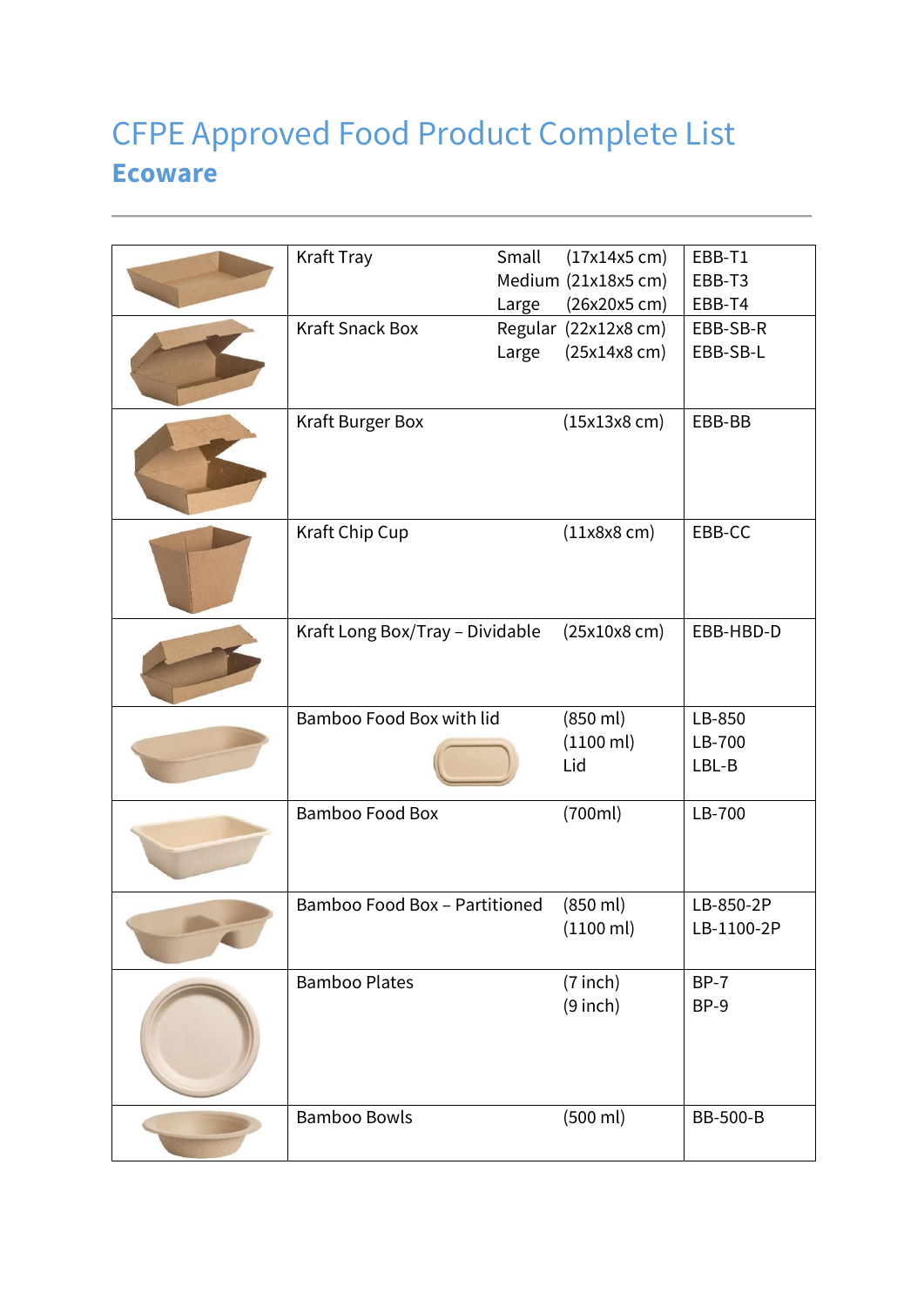# CFPE Approved Food Product Complete List

## Ecoware

| Image | Product | Size | Code |
|---|---|---|---|
| | Kraft Tray | Small (17x14x5 cm)<br>Medium (21x18x5 cm)<br>Large (26x20x5 cm) | EBB-T1<br>EBB-T3<br>EBB-T4 |
| | Kraft Snack Box | Regular (22x12x8 cm)<br>Large (25x14x8 cm) | EBB-SB-R<br>EBB-SB-L |
| | Kraft Burger Box | (15x13x8 cm) | EBB-BB |
| | Kraft Chip Cup | (11x8x8 cm) | EBB-CC |
| | Kraft Long Box/Tray – Dividable | (25x10x8 cm) | EBB-HBD-D |
| | Bamboo Food Box with lid | (850 ml)<br>(1100 ml)<br>Lid | LB-850<br>LB-700<br>LBL-B |
| | Bamboo Food Box | (700ml) | LB-700 |
| | Bamboo Food Box – Partitioned | (850 ml)<br>(1100 ml) | LB-850-2P<br>LB-1100-2P |
| | Bamboo Plates | (7 inch)<br>(9 inch) | BP-7<br>BP-9 |
| | Bamboo Bowls | (500 ml) | BB-500-B |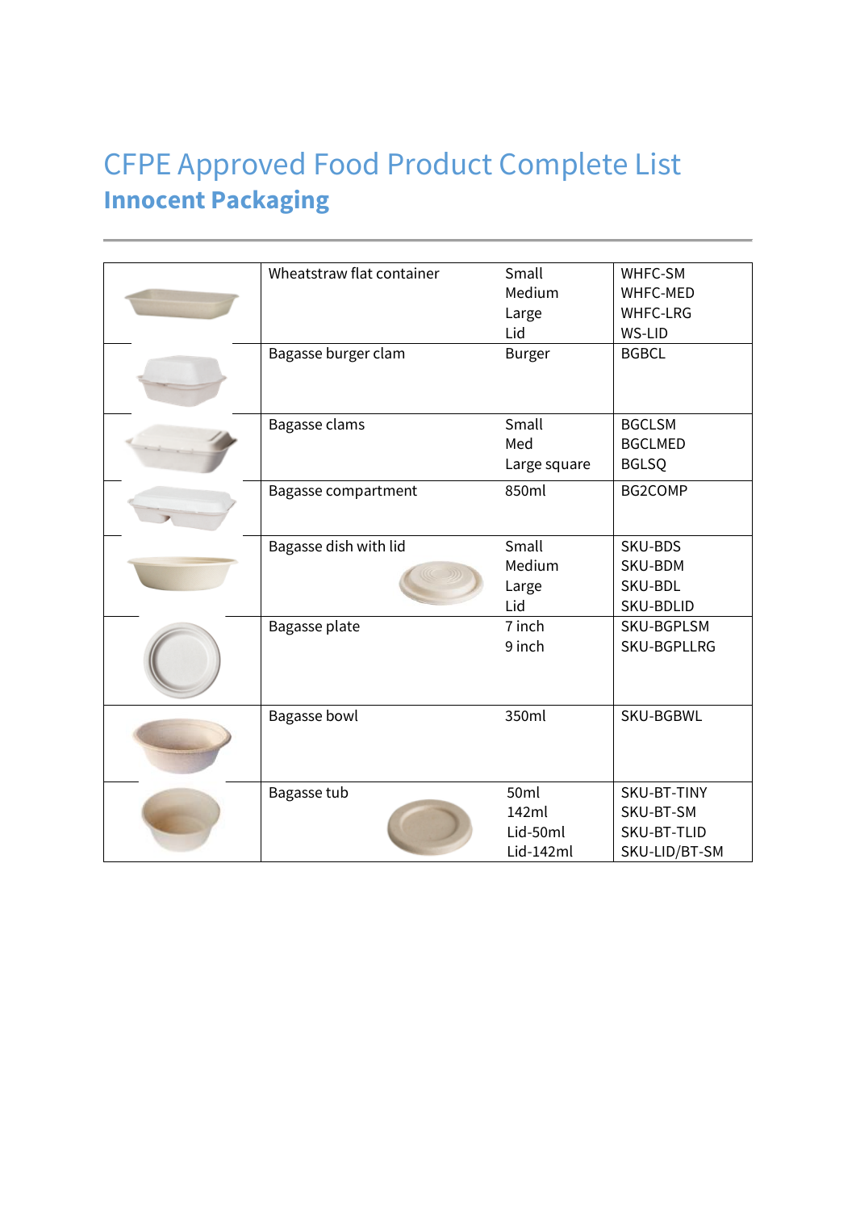# CFPE Approved Food Product Complete List

## Innocent Packaging

| | | | |
|---|---|---|---|
| | Wheatstraw flat container | Small<br>Medium<br>Large<br>Lid | WHFC-SM<br>WHFC-MED<br>WHFC-LRG<br>WS-LID |
| | Bagasse burger clam | Burger | BGBCL |
| | Bagasse clams | Small<br>Med<br>Large square | BGCLSM<br>BGCLMED<br>BGLSQ |
| | Bagasse compartment | 850ml | BG2COMP |
| | Bagasse dish with lid | Small<br>Medium<br>Large<br>Lid | SKU-BDS<br>SKU-BDM<br>SKU-BDL<br>SKU-BDLID |
| | Bagasse plate | 7 inch<br>9 inch | SKU-BGPLSM<br>SKU-BGPLLRG |
| | Bagasse bowl | 350ml | SKU-BGBWL |
| | Bagasse tub | 50ml<br>142ml<br>Lid-50ml<br>Lid-142ml | SKU-BT-TINY<br>SKU-BT-SM<br>SKU-BT-TLID<br>SKU-LID/BT-SM |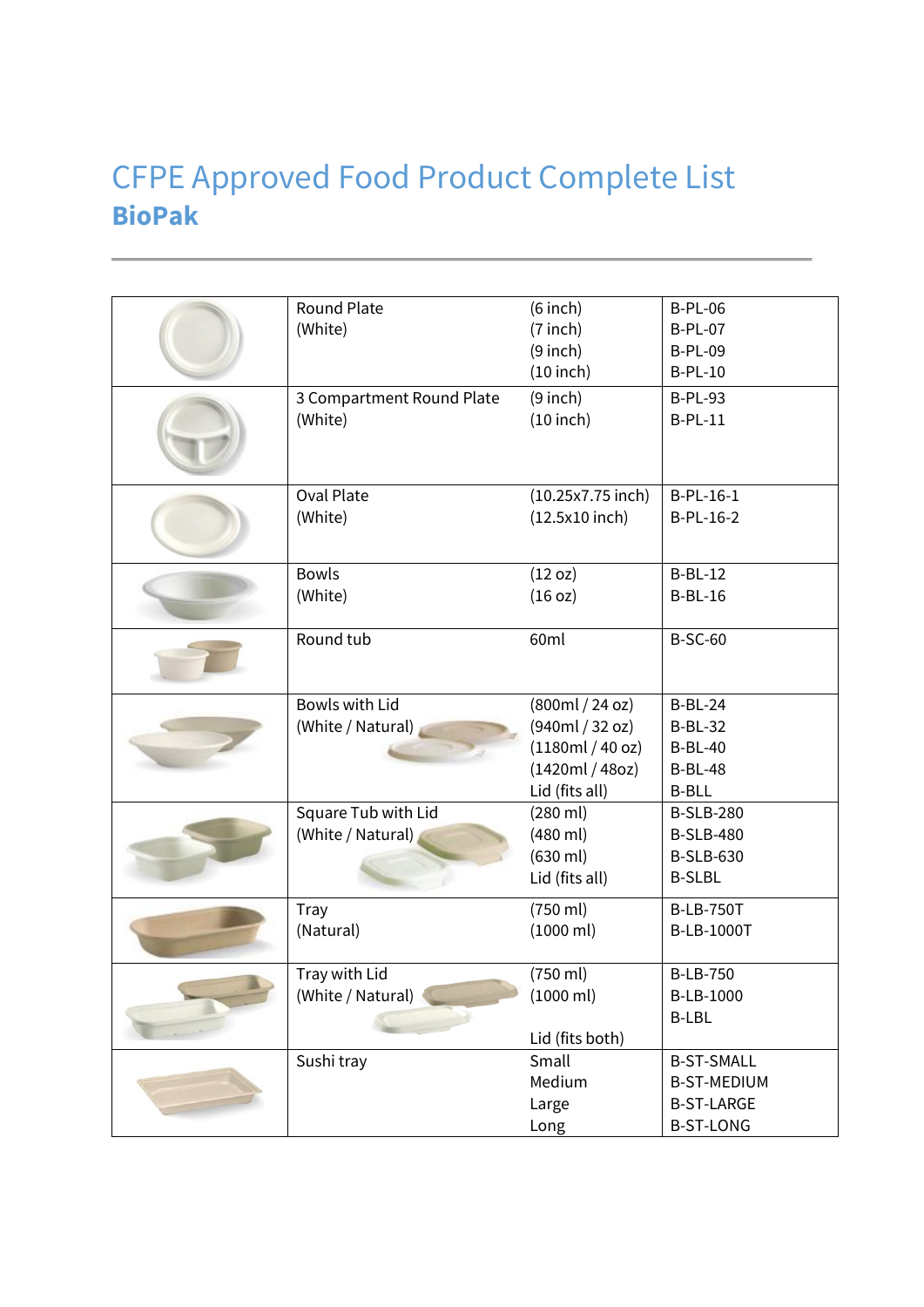# CFPE Approved Food Product Complete List

## BioPak

| | | | |
|---|---|---|---|
| | Round Plate<br>(White) | (6 inch)<br>(7 inch)<br>(9 inch)<br>(10 inch) | B-PL-06<br>B-PL-07<br>B-PL-09<br>B-PL-10 |
| | 3 Compartment Round Plate<br>(White) | (9 inch)<br>(10 inch) | B-PL-93<br>B-PL-11 |
| | Oval Plate<br>(White) | (10.25x7.75 inch)<br>(12.5x10 inch) | B-PL-16-1<br>B-PL-16-2 |
| | Bowls<br>(White) | (12 oz)<br>(16 oz) | B-BL-12<br>B-BL-16 |
| | Round tub | 60ml | B-SC-60 |
| | Bowls with Lid<br>(White / Natural) | (800ml / 24 oz)<br>(940ml / 32 oz)<br>(1180ml / 40 oz)<br>(1420ml / 48oz)<br>Lid (fits all) | B-BL-24<br>B-BL-32<br>B-BL-40<br>B-BL-48<br>B-BLL |
| | Square Tub with Lid<br>(White / Natural) | (280 ml)<br>(480 ml)<br>(630 ml)<br>Lid (fits all) | B-SLB-280<br>B-SLB-480<br>B-SLB-630<br>B-SLBL |
| | Tray<br>(Natural) | (750 ml)<br>(1000 ml) | B-LB-750T<br>B-LB-1000T |
| | Tray with Lid<br>(White / Natural) | (750 ml)<br>(1000 ml)<br><br>Lid (fits both) | B-LB-750<br>B-LB-1000<br>B-LBL |
| | Sushi tray | Small<br>Medium<br>Large<br>Long | B-ST-SMALL<br>B-ST-MEDIUM<br>B-ST-LARGE<br>B-ST-LONG |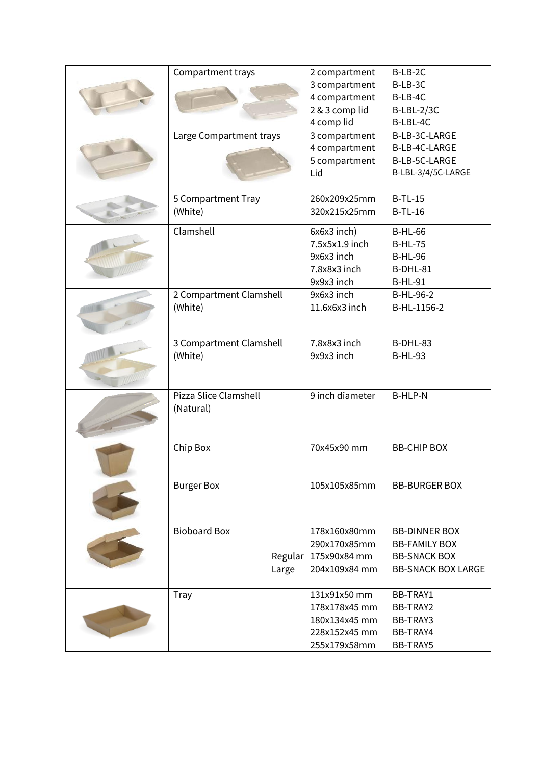| | | | |
|---|---|---|---|
| | Compartment trays | 2 compartment<br>3 compartment<br>4 compartment<br>2 & 3 comp lid<br>4 comp lid | B-LB-2C<br>B-LB-3C<br>B-LB-4C<br>B-LBL-2/3C<br>B-LBL-4C |
| | Large Compartment trays | 3 compartment<br>4 compartment<br>5 compartment<br>Lid | B-LB-3C-LARGE<br>B-LB-4C-LARGE<br>B-LB-5C-LARGE<br>B-LBL-3/4/5C-LARGE |
| | 5 Compartment Tray (White) | 260x209x25mm<br>320x215x25mm | B-TL-15<br>B-TL-16 |
| | Clamshell | 6x6x3 inch)<br>7.5x5x1.9 inch<br>9x6x3 inch<br>7.8x8x3 inch<br>9x9x3 inch | B-HL-66<br>B-HL-75<br>B-HL-96<br>B-DHL-81<br>B-HL-91 |
| | 2 Compartment Clamshell (White) | 9x6x3 inch<br>11.6x6x3 inch | B-HL-96-2<br>B-HL-1156-2 |
| | 3 Compartment Clamshell (White) | 7.8x8x3 inch<br>9x9x3 inch | B-DHL-83<br>B-HL-93 |
| | Pizza Slice Clamshell (Natural) | 9 inch diameter | B-HLP-N |
| | Chip Box | 70x45x90 mm | BB-CHIP BOX |
| | Burger Box | 105x105x85mm | BB-BURGER BOX |
| | Bioboard Box<br><br>Regular<br>Large | 178x160x80mm<br>290x170x85mm<br>175x90x84 mm<br>204x109x84 mm | BB-DINNER BOX<br>BB-FAMILY BOX<br>BB-SNACK BOX<br>BB-SNACK BOX LARGE |
| | Tray | 131x91x50 mm<br>178x178x45 mm<br>180x134x45 mm<br>228x152x45 mm<br>255x179x58mm | BB-TRAY1<br>BB-TRAY2<br>BB-TRAY3<br>BB-TRAY4<br>BB-TRAY5 |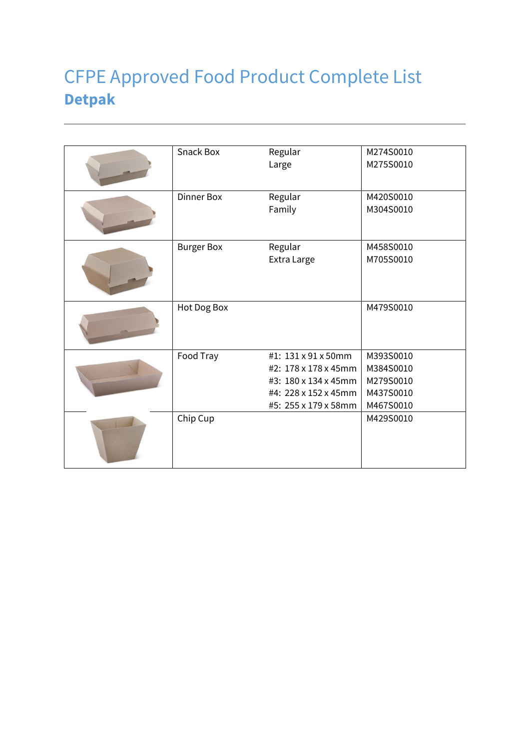# CFPE Approved Food Product Complete List

## Detpak

| | | | |
|---|---|---|---|
| | Snack Box | Regular<br>Large | M274S0010<br>M275S0010 |
| | Dinner Box | Regular<br>Family | M420S0010<br>M304S0010 |
| | Burger Box | Regular<br>Extra Large | M458S0010<br>M705S0010 |
| | Hot Dog Box | | M479S0010 |
| | Food Tray | #1: 131 x 91 x 50mm<br>#2: 178 x 178 x 45mm<br>#3: 180 x 134 x 45mm<br>#4: 228 x 152 x 45mm<br>#5: 255 x 179 x 58mm | M393S0010<br>M384S0010<br>M279S0010<br>M437S0010<br>M467S0010 |
| | Chip Cup | | M429S0010 |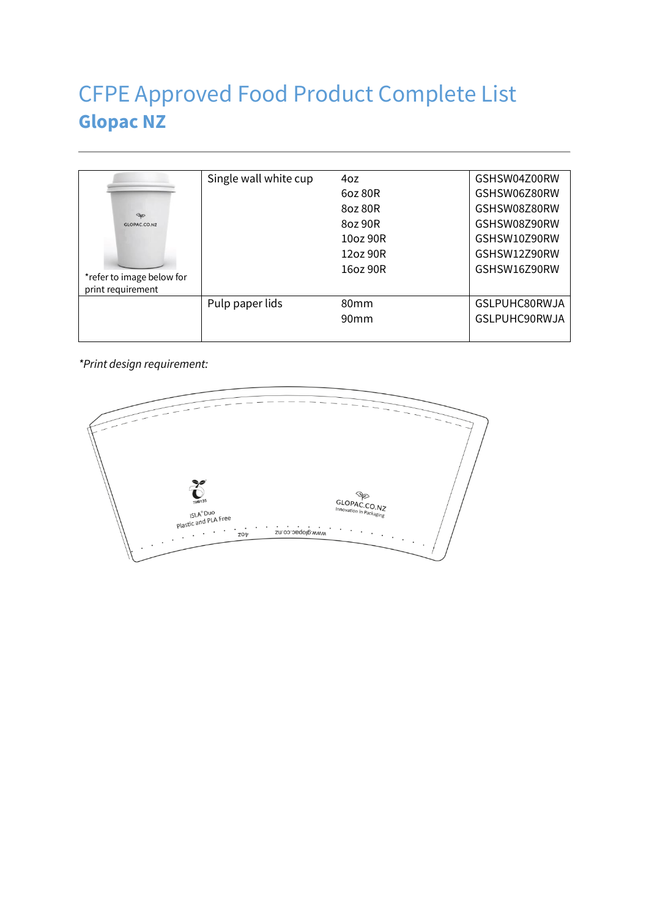# CFPE Approved Food Product Complete List

## Glopac NZ

| | | | |
|---|---|---|---|
| *refer to image below for print requirement | Single wall white cup | 4oz<br>6oz 80R<br>8oz 80R<br>8oz 90R<br>10oz 90R<br>12oz 90R<br>16oz 90R | GSHSW04Z00RW<br>GSHSW06Z80RW<br>GSHSW08Z80RW<br>GSHSW08Z90RW<br>GSHSW10Z90RW<br>GSHSW12Z90RW<br>GSHSW16Z90RW |
| | Pulp paper lids | 80mm<br>90mm | GSLPUHC80RWJA<br>GSLPUHC90RWJA |

*Print design requirement:*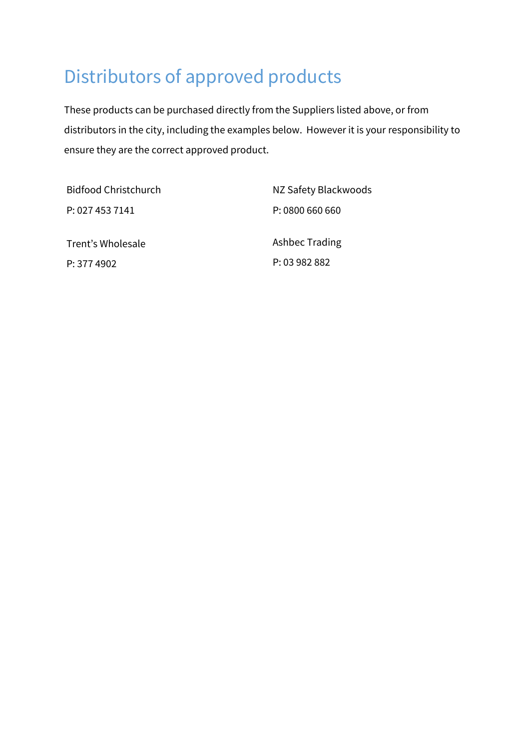## Distributors of approved products

These products can be purchased directly from the Suppliers listed above, or from distributors in the city, including the examples below. However it is your responsibility to ensure they are the correct approved product.

Bidfood Christchurch
P: 027 453 7141

NZ Safety Blackwoods
P: 0800 660 660

Trent's Wholesale
P: 377 4902

Ashbec Trading
P: 03 982 882